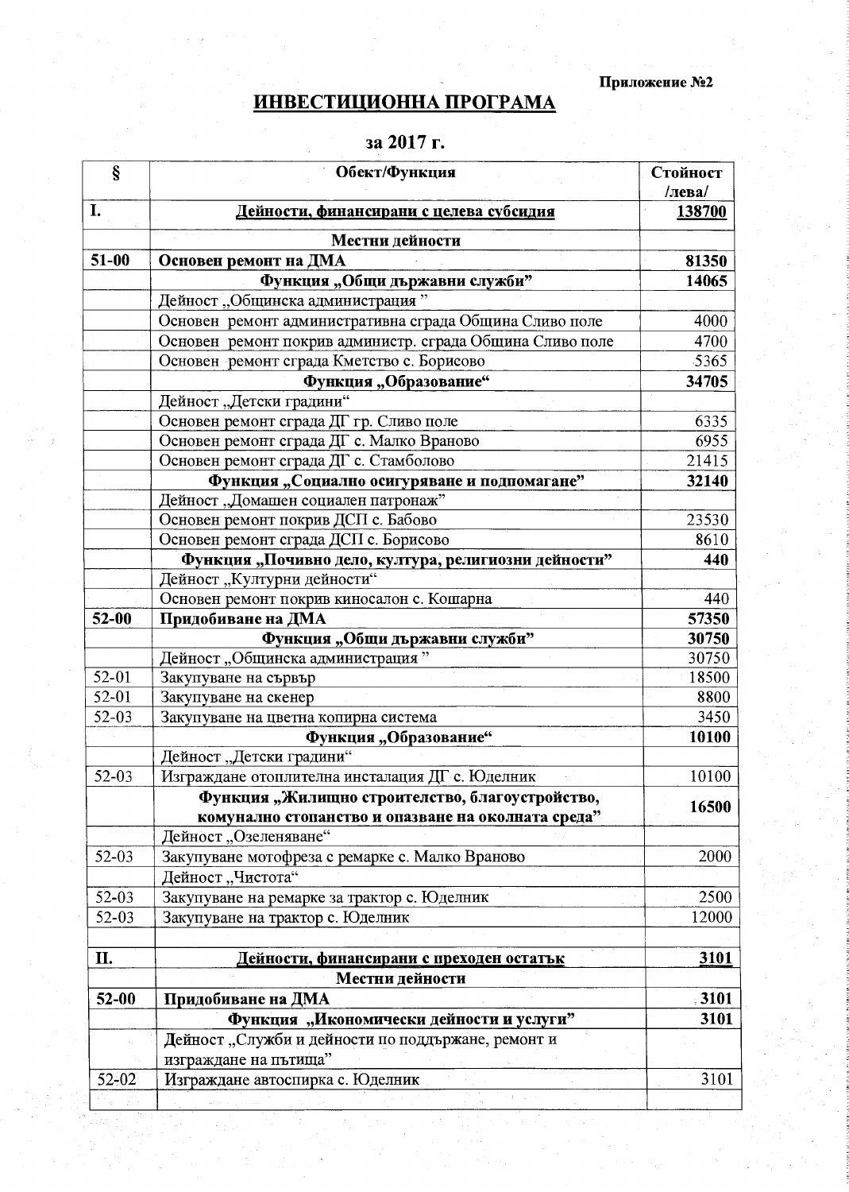Приложение №2

# ИНВЕСТИЦИОННА ПРОГРАМА

## за 2017 г.

| § | Обект/Функция | Стойност /лева/ |
|---|---|---|
| **I.** | **Дейности, финансирани с целева субсидия** | **138700** |
| | **Местни дейности** | |
| **51-00** | **Основен ремонт на ДМА** | **81350** |
| | **Функция „Общи държавни служби”** | **14065** |
| | Дейност „Общинска администрация ” | |
| | Основен ремонт административна сграда Община Сливо поле | 4000 |
| | Основен ремонт покрив администр. сграда Община Сливо поле | 4700 |
| | Основен ремонт сграда Кметство с. Борисово | 5365 |
| | **Функция „Образование“** | **34705** |
| | Дейност „Детски градини“ | |
| | Основен ремонт сграда ДГ гр. Сливо поле | 6335 |
| | Основен ремонт сграда ДГ с. Малко Враново | 6955 |
| | Основен ремонт сграда ДГ с. Стамболово | 21415 |
| | **Функция „Социално осигуряване и подпомагане”** | **32140** |
| | Дейност „Домашен социален патронаж” | |
| | Основен ремонт покрив ДСП с. Бабово | 23530 |
| | Основен ремонт сграда ДСП с. Борисово | 8610 |
| | **Функция „Почивно дело, култура, религиозни дейности”** | **440** |
| | Дейност „Културни дейности“ | |
| | Основен ремонт покрив киносалон с. Кошарна | 440 |
| **52-00** | **Придобиване на ДМА** | **57350** |
| | **Функция „Общи държавни служби”** | **30750** |
| | Дейност „Общинска администрация ” | 30750 |
| 52-01 | Закупуване на сървър | 18500 |
| 52-01 | Закупуване на скенер | 8800 |
| 52-03 | Закупуване на цветна копирна система | 3450 |
| | **Функция „Образование“** | **10100** |
| | Дейност „Детски градини“ | |
| 52-03 | Изграждане отоплителна инсталация ДГ с. Юделник | 10100 |
| | **Функция „Жилищно строителство, благоустройство, комунално стопанство и опазване на околната среда”** | **16500** |
| | Дейност „Озеленяване“ | |
| 52-03 | Закупуване мотофреза с ремарке с. Малко Враново | 2000 |
| | Дейност „Чистота“ | |
| 52-03 | Закупуване на ремарке за трактор с. Юделник | 2500 |
| 52-03 | Закупуване на трактор с. Юделник | 12000 |
| | | |
| **II.** | **Дейности, финансирани с преходен остатък** | **3101** |
| | **Местни дейности** | |
| **52-00** | **Придобиване на ДМА** | **3101** |
| | **Функция „Икономически дейности и услуги”** | **3101** |
| | Дейност „Служби и дейности по поддържане, ремонт и изграждане на пътища” | |
| 52-02 | Изграждане автоспирка с. Юделник | 3101 |
| | | |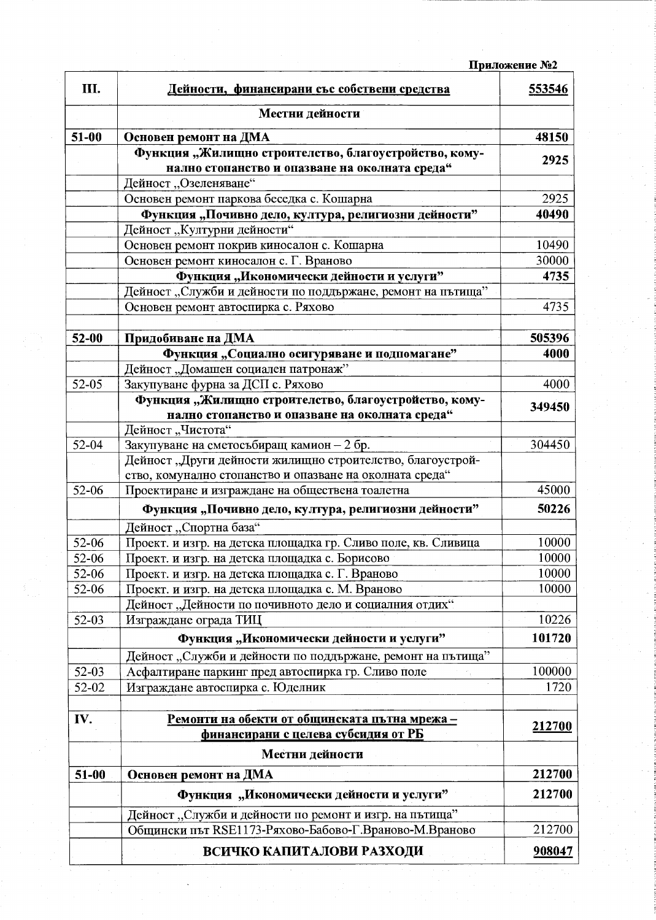Приложение №2

| | | |
|---|---|---|
| **III.** | **Дейности, финансирани със собствени средства** | **553546** |
| | **Местни дейности** | |
| **51-00** | **Основен ремонт на ДМА** | **48150** |
| | **Функция „Жилищно строителство, благоустройство, комунално стопанство и опазване на околната среда“** | **2925** |
| | Дейност „Озеленяване“ | |
| | Основен ремонт паркова беседка с. Кошарна | 2925 |
| | **Функция „Почивно дело, култура, религиозни дейности”** | **40490** |
| | Дейност „Културни дейности“ | |
| | Основен ремонт покрив киносалон с. Кошарна | 10490 |
| | Основен ремонт киносалон с. Г. Враново | 30000 |
| | **Функция „Икономически дейности и услуги”** | **4735** |
| | Дейност „Служби и дейности по поддържане, ремонт на пътища” | |
| | Основен ремонт автоспирка с. Ряхово | 4735 |
| | | |
| **52-00** | **Придобиване на ДМА** | **505396** |
| | **Функция „Социално осигуряване и подпомагане”** | **4000** |
| | Дейност „Домашен социален патронаж” | |
| 52-05 | Закупуване фурна за ДСП с. Ряхово | 4000 |
| | **Функция „Жилищно строителство, благоустройство, комунално стопанство и опазване на околната среда“** | **349450** |
| | Дейност „Чистота“ | |
| 52-04 | Закупуване на сметосъбиращ камион – 2 бр. | 304450 |
| | Дейност „Други дейности жилищно строителство, благоустройство, комунално стопанство и опазване на околната среда“ | |
| 52-06 | Проектиране и изграждане на обществена тоалетна | 45000 |
| | **Функция „Почивно дело, култура, религиозни дейности”** | **50226** |
| | Дейност „Спортна база“ | |
| 52-06 | Проект. и изгр. на детска площадка гр. Сливо поле, кв. Сливица | 10000 |
| 52-06 | Проект. и изгр. на детска площадка с. Борисово | 10000 |
| 52-06 | Проект. и изгр. на детска площадка с. Г. Враново | 10000 |
| 52-06 | Проект. и изгр. на детска площадка с. М. Враново | 10000 |
| | Дейност „Дейности по почивното дело и социалния отдих“ | |
| 52-03 | Изграждане ограда ТИЦ | 10226 |
| | **Функция „Икономически дейности и услуги”** | **101720** |
| | Дейност „Служби и дейности по поддържане, ремонт на пътища” | |
| 52-03 | Асфалтиране паркинг пред автоспирка гр. Сливо поле | 100000 |
| 52-02 | Изграждане автоспирка с. Юделник | 1720 |
| | | |
| **IV.** | **Ремонти на обекти от общинската пътна мрежа – финансирани с целева субсидия от РБ** | **212700** |
| | **Местни дейности** | |
| **51-00** | **Основен ремонт на ДМА** | **212700** |
| | **Функция „Икономически дейности и услуги”** | **212700** |
| | Дейност „Служби и дейности по ремонт и изгр. на пътища” | |
| | Общински път RSE1173-Ряхово-Бабово-Г.Враново-М.Враново | 212700 |
| | **ВСИЧКО КАПИТАЛОВИ РАЗХОДИ** | **908047** |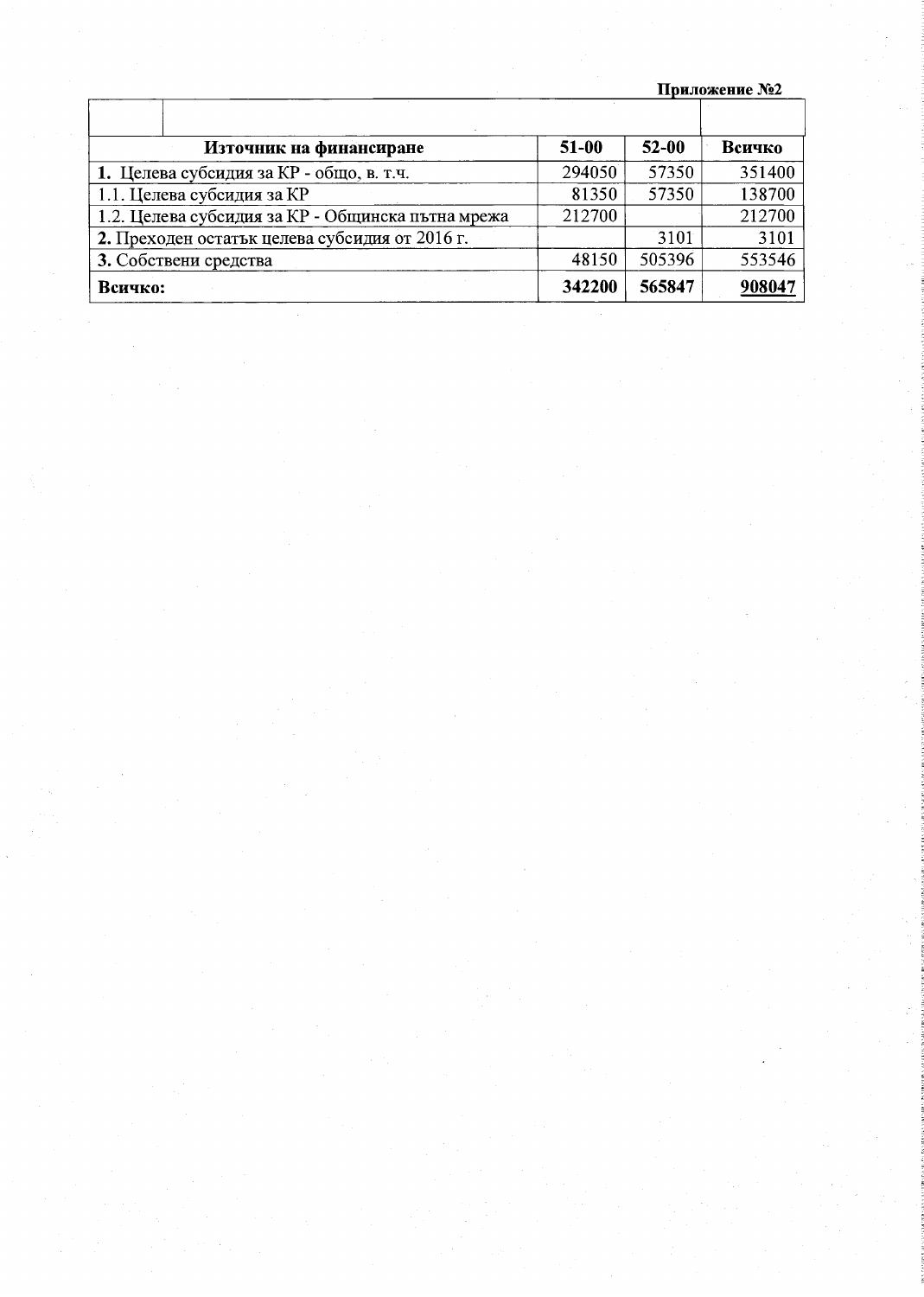**Приложение №2**

| Източник на финансиране | 51-00 | 52-00 | Всичко |
| --- | --- | --- | --- |
| **1.** Целева субсидия за КР - общо, в. т.ч. | 294050 | 57350 | 351400 |
| 1.1. Целева субсидия за КР | 81350 | 57350 | 138700 |
| 1.2. Целева субсидия за КР - Общинска пътна мрежа | 212700 | | 212700 |
| **2.** Преходен остатък целева субсидия от 2016 г. | | 3101 | 3101 |
| **3.** Собствени средства | 48150 | 505396 | 553546 |
| **Всичко:** | **342200** | **565847** | **908047** |